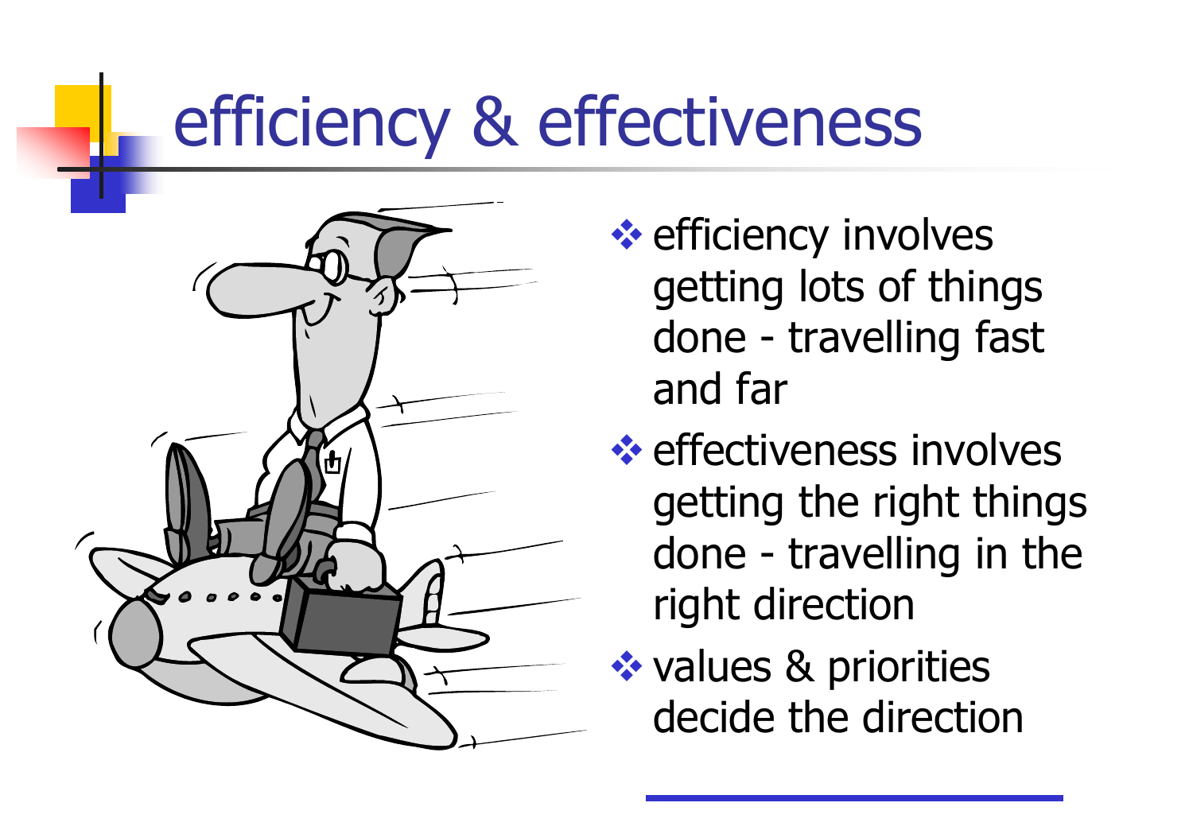# efficiency & effectiveness

- efficiency involves getting lots of things done - travelling fast and far
- effectiveness involves getting the right things done - travelling in the right direction
- values & priorities decide the direction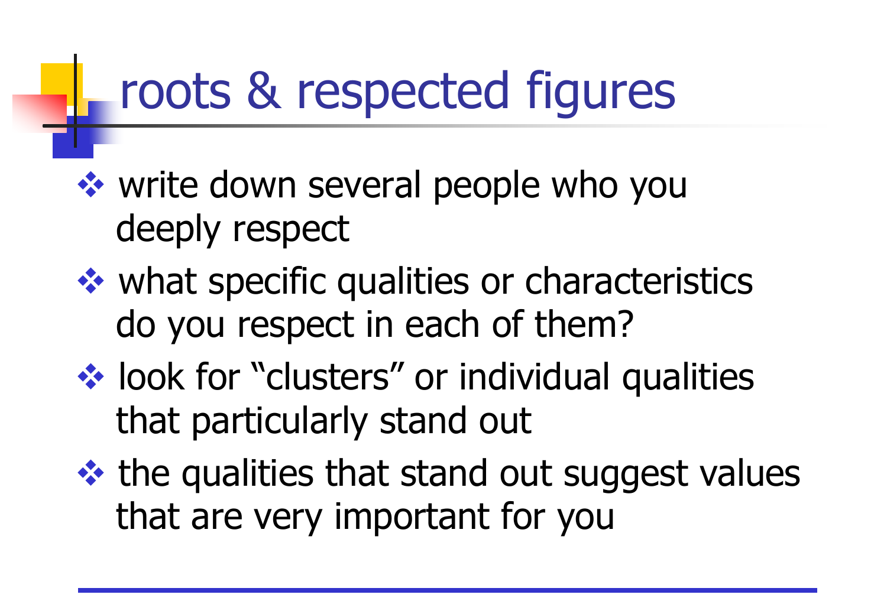# roots & respected figures

- write down several people who you deeply respect
- what specific qualities or characteristics do you respect in each of them?
- look for “clusters” or individual qualities that particularly stand out
- the qualities that stand out suggest values that are very important for you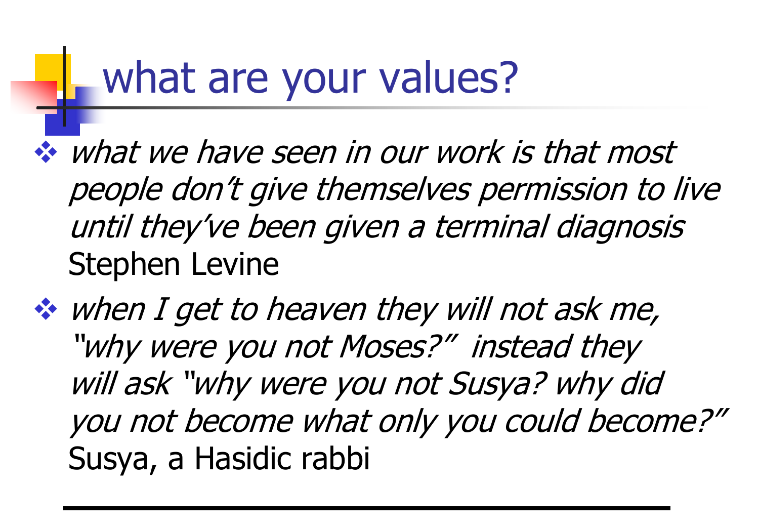# what are your values?

- *what we have seen in our work is that most people don't give themselves permission to live until they've been given a terminal diagnosis* Stephen Levine
- *when I get to heaven they will not ask me, "why were you not Moses?" instead they will ask "why were you not Susya? why did you not become what only you could become?"* Susya, a Hasidic rabbi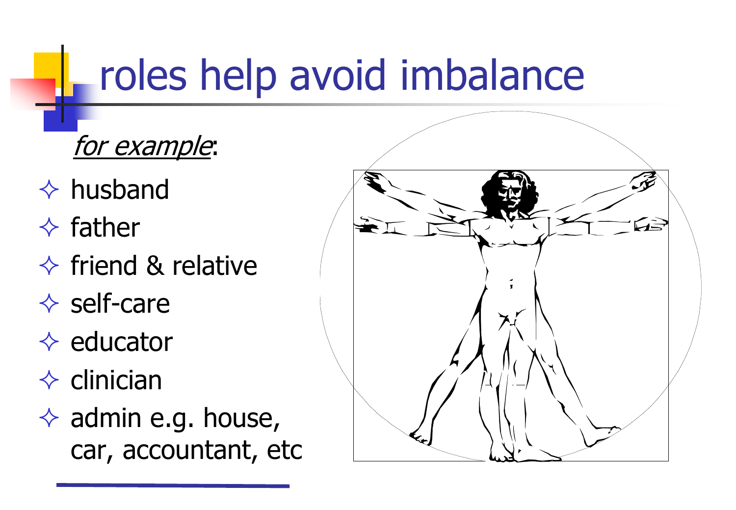# roles help avoid imbalance

*for example*:

- husband
- father
- friend & relative
- self-care
- educator
- clinician
- admin e.g. house, car, accountant, etc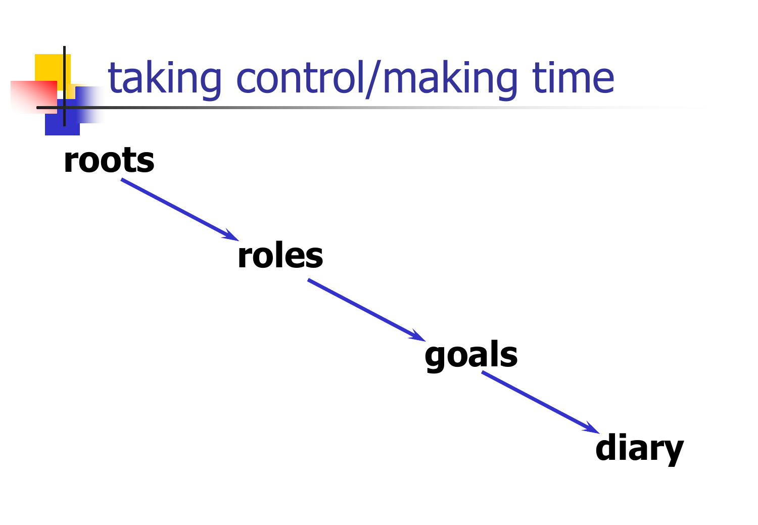# taking control/making time

**roots** → **roles** → **goals** → **diary**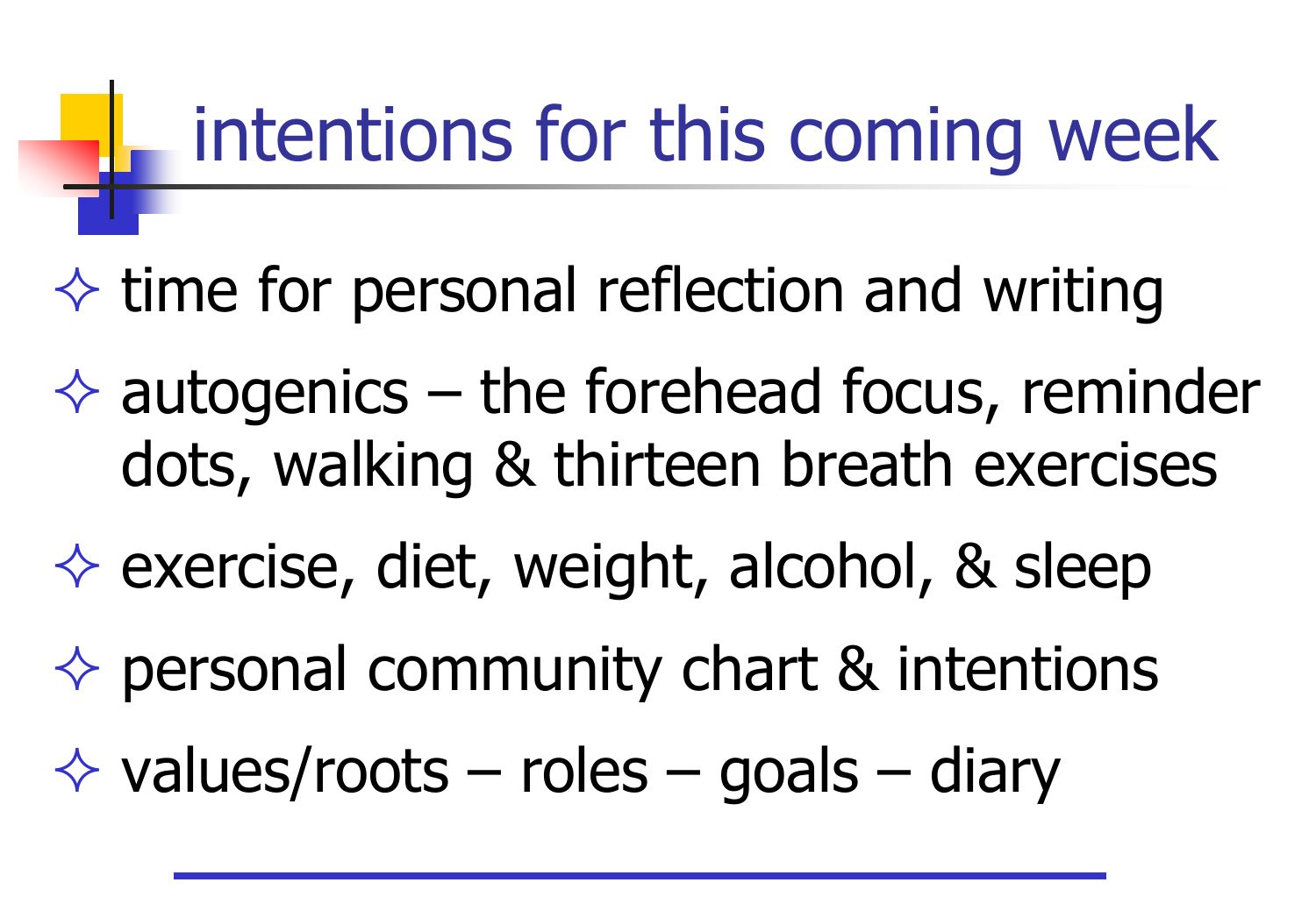# intentions for this coming week

- time for personal reflection and writing
- autogenics – the forehead focus, reminder dots, walking & thirteen breath exercises
- exercise, diet, weight, alcohol, & sleep
- personal community chart & intentions
- values/roots – roles – goals – diary